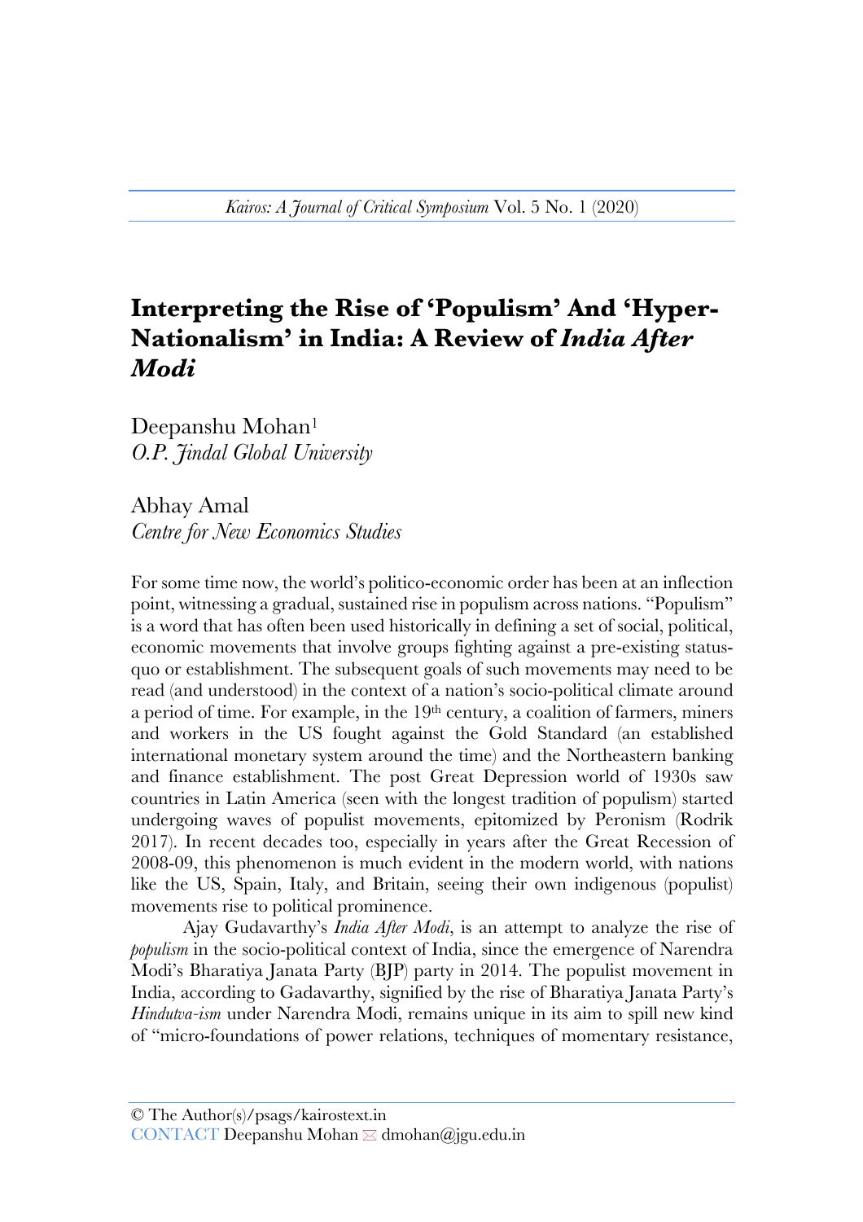# Interpreting the Rise of 'Populism' And 'Hyper-Nationalism' in India: A Review of *India After Modi*

Deepanshu Mohan[1]
*O.P. Jindal Global University*

Abhay Amal
*Centre for New Economics Studies*

For some time now, the world's politico-economic order has been at an inflection point, witnessing a gradual, sustained rise in populism across nations. "Populism" is a word that has often been used historically in defining a set of social, political, economic movements that involve groups fighting against a pre-existing status-quo or establishment. The subsequent goals of such movements may need to be read (and understood) in the context of a nation's socio-political climate around a period of time. For example, in the 19th century, a coalition of farmers, miners and workers in the US fought against the Gold Standard (an established international monetary system around the time) and the Northeastern banking and finance establishment. The post Great Depression world of 1930s saw countries in Latin America (seen with the longest tradition of populism) started undergoing waves of populist movements, epitomized by Peronism (Rodrik 2017). In recent decades too, especially in years after the Great Recession of 2008-09, this phenomenon is much evident in the modern world, with nations like the US, Spain, Italy, and Britain, seeing their own indigenous (populist) movements rise to political prominence.

Ajay Gudavarthy's *India After Modi*, is an attempt to analyze the rise of *populism* in the socio-political context of India, since the emergence of Narendra Modi's Bharatiya Janata Party (BJP) party in 2014. The populist movement in India, according to Gadavarthy, signified by the rise of Bharatiya Janata Party's *Hindutva-ism* under Narendra Modi, remains unique in its aim to spill new kind of "micro-foundations of power relations, techniques of momentary resistance,

© The Author(s)/psags/kairostext.in
CONTACT Deepanshu Mohan ✉ dmohan@jgu.edu.in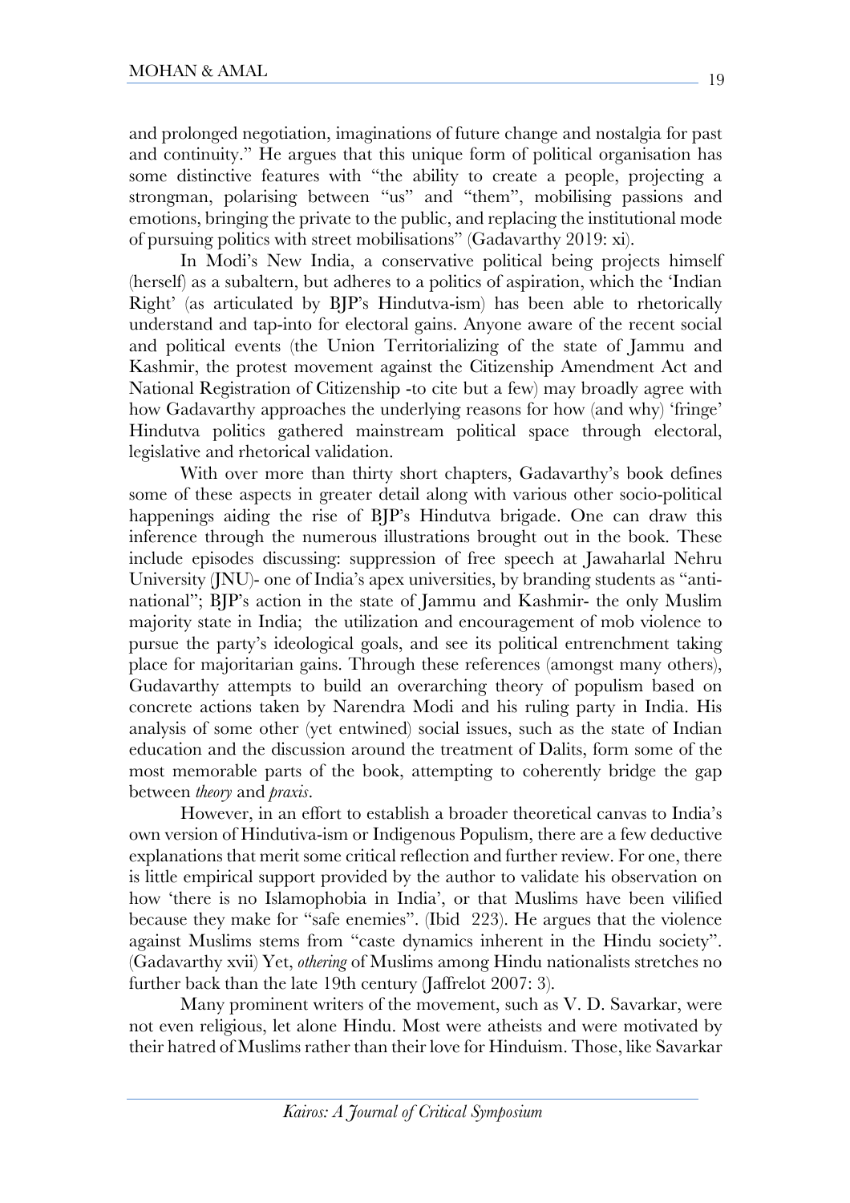and prolonged negotiation, imaginations of future change and nostalgia for past and continuity." He argues that this unique form of political organisation has some distinctive features with "the ability to create a people, projecting a strongman, polarising between "us" and "them", mobilising passions and emotions, bringing the private to the public, and replacing the institutional mode of pursuing politics with street mobilisations" (Gadavarthy 2019: xi).

In Modi's New India, a conservative political being projects himself (herself) as a subaltern, but adheres to a politics of aspiration, which the 'Indian Right' (as articulated by BJP's Hindutva-ism) has been able to rhetorically understand and tap-into for electoral gains. Anyone aware of the recent social and political events (the Union Territorializing of the state of Jammu and Kashmir, the protest movement against the Citizenship Amendment Act and National Registration of Citizenship -to cite but a few) may broadly agree with how Gadavarthy approaches the underlying reasons for how (and why) 'fringe' Hindutva politics gathered mainstream political space through electoral, legislative and rhetorical validation.

With over more than thirty short chapters, Gadavarthy's book defines some of these aspects in greater detail along with various other socio-political happenings aiding the rise of BJP's Hindutva brigade. One can draw this inference through the numerous illustrations brought out in the book. These include episodes discussing: suppression of free speech at Jawaharlal Nehru University (JNU)- one of India's apex universities, by branding students as "anti-national"; BJP's action in the state of Jammu and Kashmir- the only Muslim majority state in India; the utilization and encouragement of mob violence to pursue the party's ideological goals, and see its political entrenchment taking place for majoritarian gains. Through these references (amongst many others), Gudavarthy attempts to build an overarching theory of populism based on concrete actions taken by Narendra Modi and his ruling party in India. His analysis of some other (yet entwined) social issues, such as the state of Indian education and the discussion around the treatment of Dalits, form some of the most memorable parts of the book, attempting to coherently bridge the gap between *theory* and *praxis*.

However, in an effort to establish a broader theoretical canvas to India's own version of Hindutiva-ism or Indigenous Populism, there are a few deductive explanations that merit some critical reflection and further review. For one, there is little empirical support provided by the author to validate his observation on how 'there is no Islamophobia in India', or that Muslims have been vilified because they make for "safe enemies". (Ibid 223). He argues that the violence against Muslims stems from "caste dynamics inherent in the Hindu society". (Gadavarthy xvii) Yet, *othering* of Muslims among Hindu nationalists stretches no further back than the late 19th century (Jaffrelot 2007: 3).

Many prominent writers of the movement, such as V. D. Savarkar, were not even religious, let alone Hindu. Most were atheists and were motivated by their hatred of Muslims rather than their love for Hinduism. Those, like Savarkar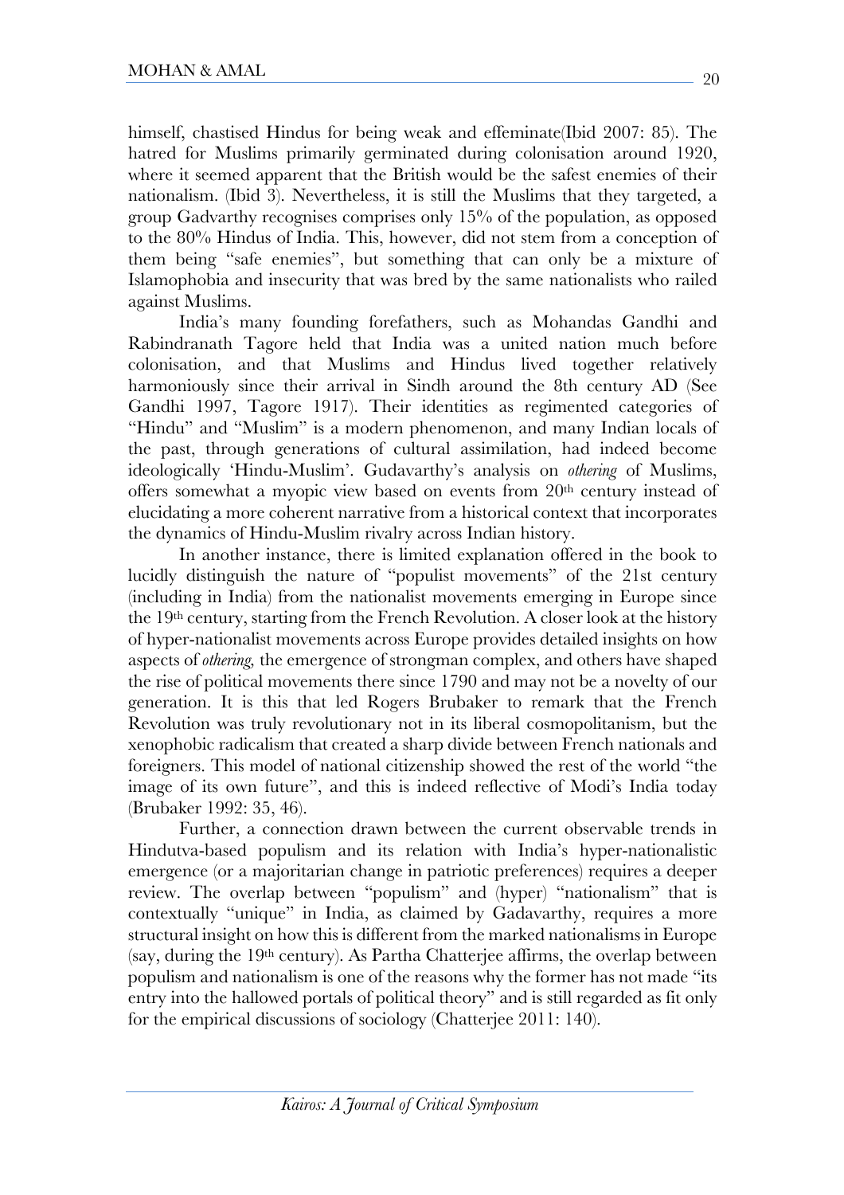himself, chastised Hindus for being weak and effeminate(Ibid 2007: 85). The hatred for Muslims primarily germinated during colonisation around 1920, where it seemed apparent that the British would be the safest enemies of their nationalism. (Ibid 3). Nevertheless, it is still the Muslims that they targeted, a group Gadvarthy recognises comprises only 15% of the population, as opposed to the 80% Hindus of India. This, however, did not stem from a conception of them being "safe enemies", but something that can only be a mixture of Islamophobia and insecurity that was bred by the same nationalists who railed against Muslims.

India's many founding forefathers, such as Mohandas Gandhi and Rabindranath Tagore held that India was a united nation much before colonisation, and that Muslims and Hindus lived together relatively harmoniously since their arrival in Sindh around the 8th century AD (See Gandhi 1997, Tagore 1917). Their identities as regimented categories of "Hindu" and "Muslim" is a modern phenomenon, and many Indian locals of the past, through generations of cultural assimilation, had indeed become ideologically 'Hindu-Muslim'. Gudavarthy's analysis on *othering* of Muslims, offers somewhat a myopic view based on events from 20th century instead of elucidating a more coherent narrative from a historical context that incorporates the dynamics of Hindu-Muslim rivalry across Indian history.

In another instance, there is limited explanation offered in the book to lucidly distinguish the nature of "populist movements" of the 21st century (including in India) from the nationalist movements emerging in Europe since the 19th century, starting from the French Revolution. A closer look at the history of hyper-nationalist movements across Europe provides detailed insights on how aspects of *othering*, the emergence of strongman complex, and others have shaped the rise of political movements there since 1790 and may not be a novelty of our generation. It is this that led Rogers Brubaker to remark that the French Revolution was truly revolutionary not in its liberal cosmopolitanism, but the xenophobic radicalism that created a sharp divide between French nationals and foreigners. This model of national citizenship showed the rest of the world "the image of its own future", and this is indeed reflective of Modi's India today (Brubaker 1992: 35, 46).

Further, a connection drawn between the current observable trends in Hindutva-based populism and its relation with India's hyper-nationalistic emergence (or a majoritarian change in patriotic preferences) requires a deeper review. The overlap between "populism" and (hyper) "nationalism" that is contextually "unique" in India, as claimed by Gadavarthy, requires a more structural insight on how this is different from the marked nationalisms in Europe (say, during the 19th century). As Partha Chatterjee affirms, the overlap between populism and nationalism is one of the reasons why the former has not made "its entry into the hallowed portals of political theory" and is still regarded as fit only for the empirical discussions of sociology (Chatterjee 2011: 140).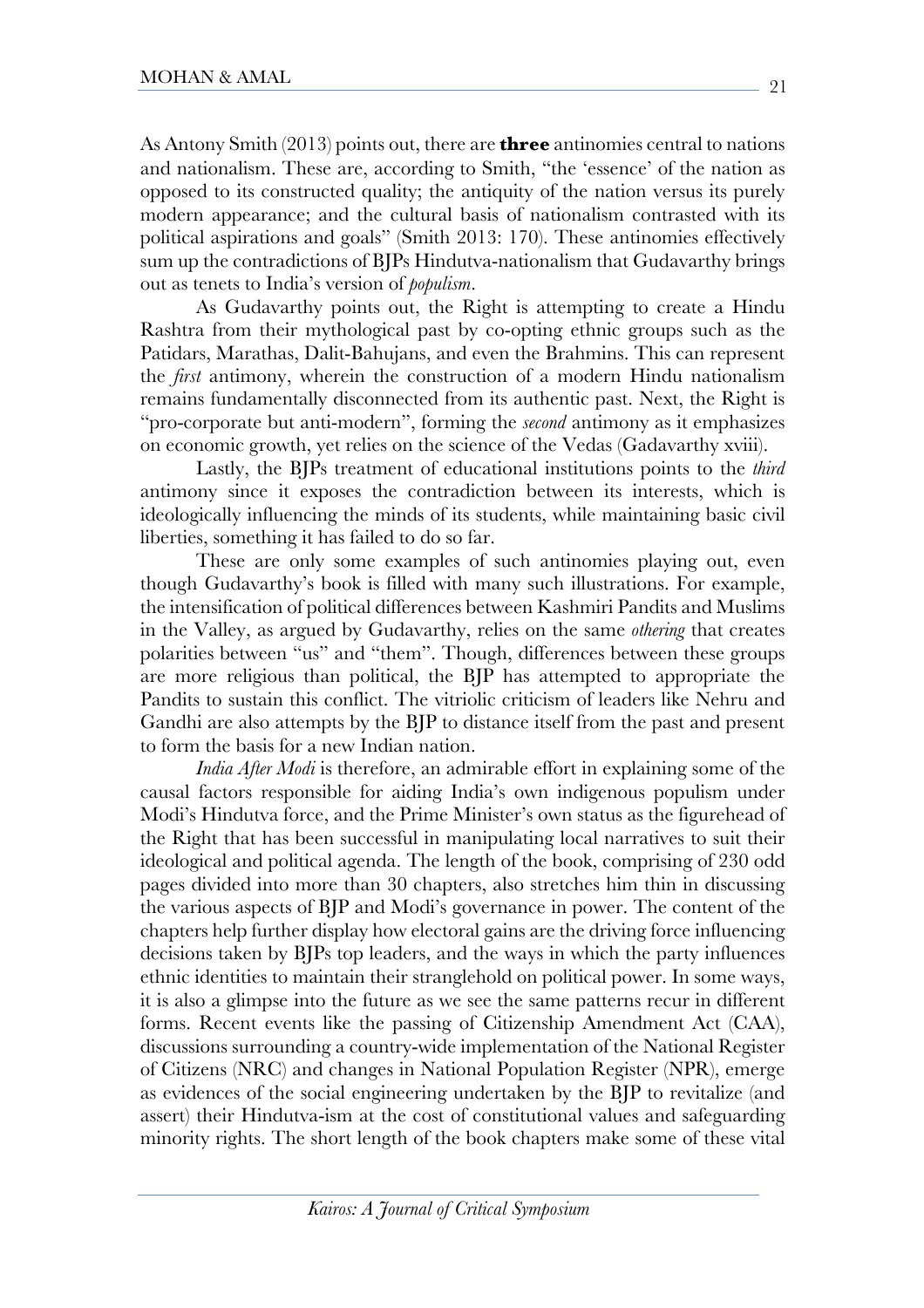As Antony Smith (2013) points out, there are **three** antinomies central to nations and nationalism. These are, according to Smith, "the 'essence' of the nation as opposed to its constructed quality; the antiquity of the nation versus its purely modern appearance; and the cultural basis of nationalism contrasted with its political aspirations and goals" (Smith 2013: 170). These antinomies effectively sum up the contradictions of BJPs Hindutva-nationalism that Gudavarthy brings out as tenets to India's version of *populism*.

As Gudavarthy points out, the Right is attempting to create a Hindu Rashtra from their mythological past by co-opting ethnic groups such as the Patidars, Marathas, Dalit-Bahujans, and even the Brahmins. This can represent the *first* antimony, wherein the construction of a modern Hindu nationalism remains fundamentally disconnected from its authentic past. Next, the Right is "pro-corporate but anti-modern", forming the *second* antimony as it emphasizes on economic growth, yet relies on the science of the Vedas (Gadavarthy xviii).

Lastly, the BJPs treatment of educational institutions points to the *third* antimony since it exposes the contradiction between its interests, which is ideologically influencing the minds of its students, while maintaining basic civil liberties, something it has failed to do so far.

These are only some examples of such antinomies playing out, even though Gudavarthy's book is filled with many such illustrations. For example, the intensification of political differences between Kashmiri Pandits and Muslims in the Valley, as argued by Gudavarthy, relies on the same *othering* that creates polarities between "us" and "them". Though, differences between these groups are more religious than political, the BJP has attempted to appropriate the Pandits to sustain this conflict. The vitriolic criticism of leaders like Nehru and Gandhi are also attempts by the BJP to distance itself from the past and present to form the basis for a new Indian nation.

*India After Modi* is therefore, an admirable effort in explaining some of the causal factors responsible for aiding India's own indigenous populism under Modi's Hindutva force, and the Prime Minister's own status as the figurehead of the Right that has been successful in manipulating local narratives to suit their ideological and political agenda. The length of the book, comprising of 230 odd pages divided into more than 30 chapters, also stretches him thin in discussing the various aspects of BJP and Modi's governance in power. The content of the chapters help further display how electoral gains are the driving force influencing decisions taken by BJPs top leaders, and the ways in which the party influences ethnic identities to maintain their stranglehold on political power. In some ways, it is also a glimpse into the future as we see the same patterns recur in different forms. Recent events like the passing of Citizenship Amendment Act (CAA), discussions surrounding a country-wide implementation of the National Register of Citizens (NRC) and changes in National Population Register (NPR), emerge as evidences of the social engineering undertaken by the BJP to revitalize (and assert) their Hindutva-ism at the cost of constitutional values and safeguarding minority rights. The short length of the book chapters make some of these vital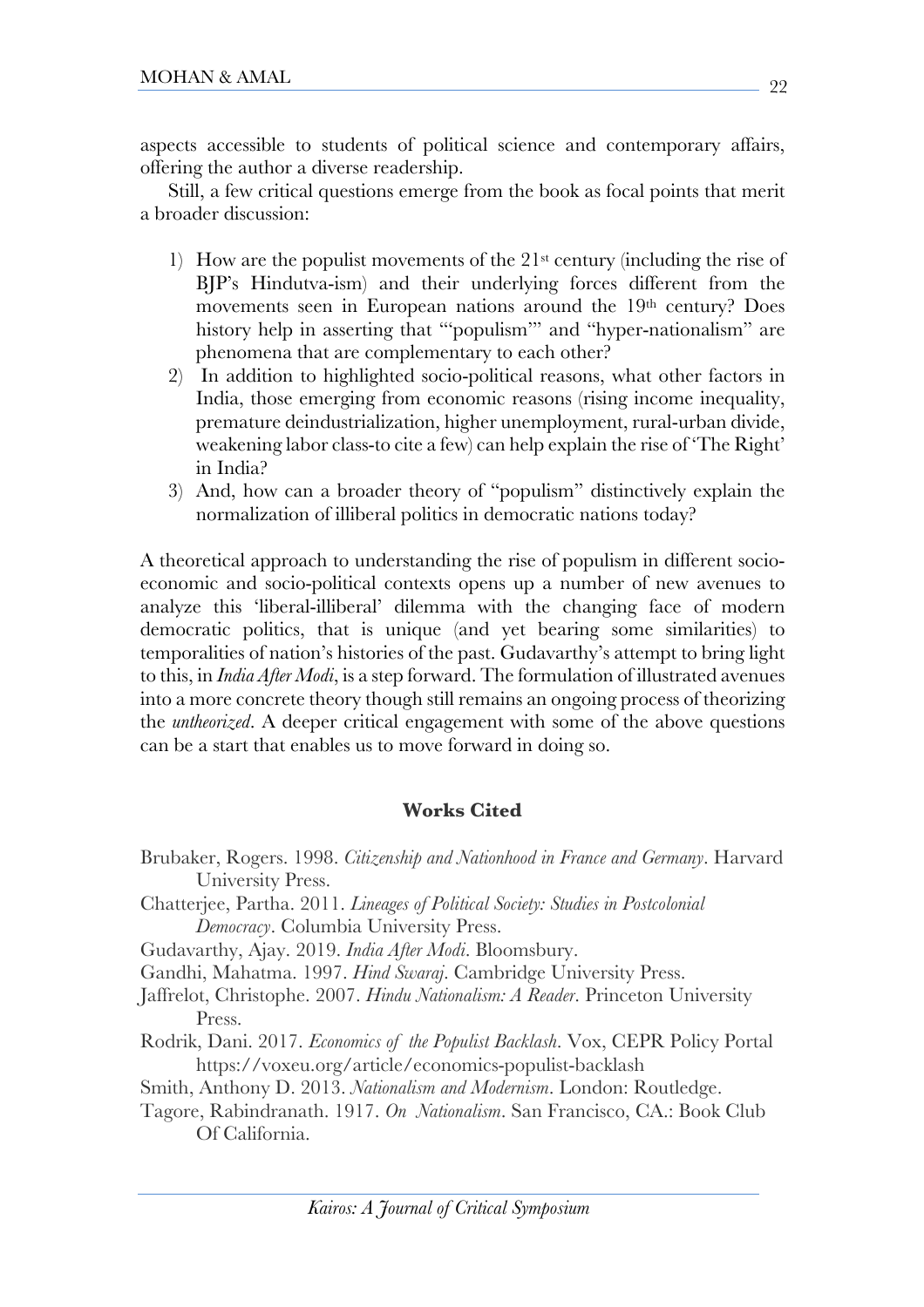aspects accessible to students of political science and contemporary affairs, offering the author a diverse readership.

Still, a few critical questions emerge from the book as focal points that merit a broader discussion:

1) How are the populist movements of the 21st century (including the rise of BJP's Hindutva-ism) and their underlying forces different from the movements seen in European nations around the 19th century? Does history help in asserting that "'populism'" and "hyper-nationalism" are phenomena that are complementary to each other?
2) In addition to highlighted socio-political reasons, what other factors in India, those emerging from economic reasons (rising income inequality, premature deindustrialization, higher unemployment, rural-urban divide, weakening labor class-to cite a few) can help explain the rise of 'The Right' in India?
3) And, how can a broader theory of "populism" distinctively explain the normalization of illiberal politics in democratic nations today?

A theoretical approach to understanding the rise of populism in different socio-economic and socio-political contexts opens up a number of new avenues to analyze this 'liberal-illiberal' dilemma with the changing face of modern democratic politics, that is unique (and yet bearing some similarities) to temporalities of nation's histories of the past. Gudavarthy's attempt to bring light to this, in *India After Modi*, is a step forward. The formulation of illustrated avenues into a more concrete theory though still remains an ongoing process of theorizing the *untheorized*. A deeper critical engagement with some of the above questions can be a start that enables us to move forward in doing so.

## Works Cited

Brubaker, Rogers. 1998. *Citizenship and Nationhood in France and Germany*. Harvard University Press.

Chatterjee, Partha. 2011. *Lineages of Political Society: Studies in Postcolonial Democracy*. Columbia University Press.

Gudavarthy, Ajay. 2019. *India After Modi*. Bloomsbury.

Gandhi, Mahatma. 1997. *Hind Swaraj*. Cambridge University Press.

Jaffrelot, Christophe. 2007. *Hindu Nationalism: A Reader*. Princeton University Press.

Rodrik, Dani. 2017. *Economics of the Populist Backlash*. Vox, CEPR Policy Portal https://voxeu.org/article/economics-populist-backlash

Smith, Anthony D. 2013. *Nationalism and Modernism*. London: Routledge.

Tagore, Rabindranath. 1917. *On Nationalism*. San Francisco, CA.: Book Club Of California.